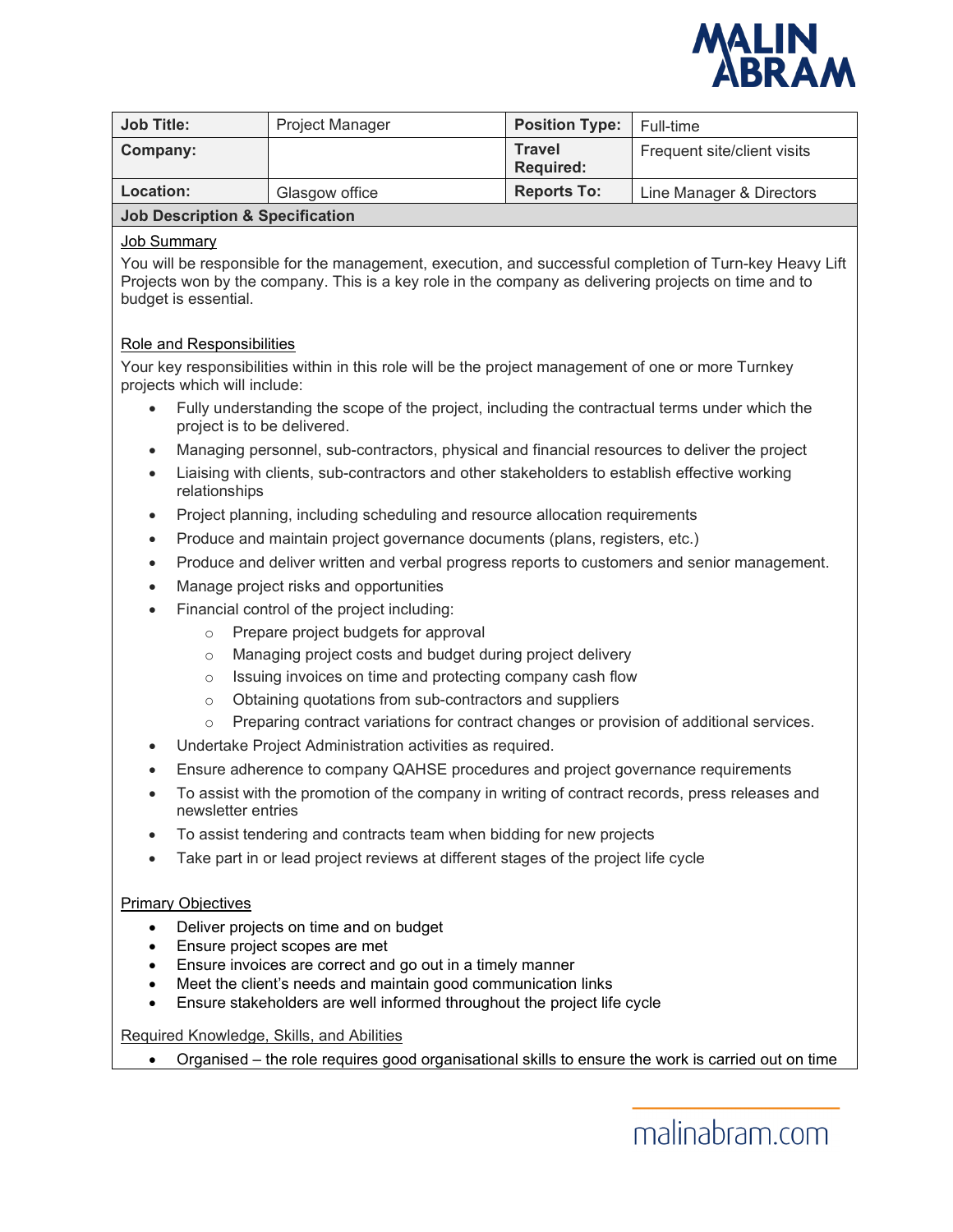| Job Title: | Project Manager | Position Type: | Full-time |
|---|---|---|---|
| Company: | | Travel Required: | Frequent site/client visits |
| Location: | Glasgow office | Reports To: | Line Manager & Directors |

**Job Description & Specification**

Job Summary

You will be responsible for the management, execution, and successful completion of Turn-key Heavy Lift Projects won by the company. This is a key role in the company as delivering projects on time and to budget is essential.

Role and Responsibilities

Your key responsibilities within in this role will be the project management of one or more Turnkey projects which will include:

- Fully understanding the scope of the project, including the contractual terms under which the project is to be delivered.
- Managing personnel, sub-contractors, physical and financial resources to deliver the project
- Liaising with clients, sub-contractors and other stakeholders to establish effective working relationships
- Project planning, including scheduling and resource allocation requirements
- Produce and maintain project governance documents (plans, registers, etc.)
- Produce and deliver written and verbal progress reports to customers and senior management.
- Manage project risks and opportunities
- Financial control of the project including:
  - Prepare project budgets for approval
  - Managing project costs and budget during project delivery
  - Issuing invoices on time and protecting company cash flow
  - Obtaining quotations from sub-contractors and suppliers
  - Preparing contract variations for contract changes or provision of additional services.
- Undertake Project Administration activities as required.
- Ensure adherence to company QAHSE procedures and project governance requirements
- To assist with the promotion of the company in writing of contract records, press releases and newsletter entries
- To assist tendering and contracts team when bidding for new projects
- Take part in or lead project reviews at different stages of the project life cycle

Primary Objectives

- Deliver projects on time and on budget
- Ensure project scopes are met
- Ensure invoices are correct and go out in a timely manner
- Meet the client's needs and maintain good communication links
- Ensure stakeholders are well informed throughout the project life cycle

Required Knowledge, Skills, and Abilities

- Organised – the role requires good organisational skills to ensure the work is carried out on time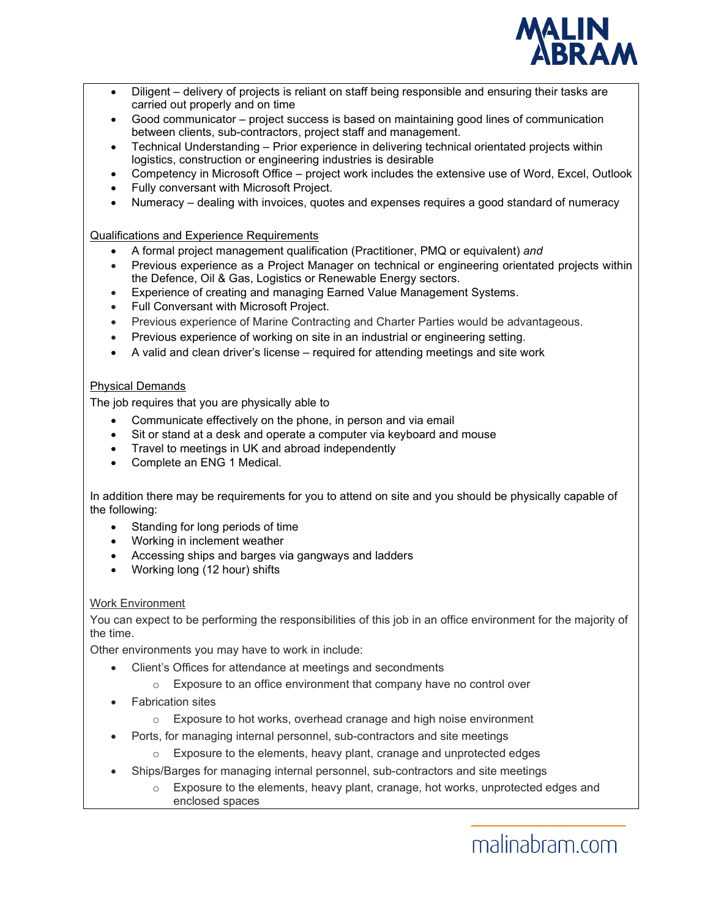- Diligent – delivery of projects is reliant on staff being responsible and ensuring their tasks are carried out properly and on time
- Good communicator – project success is based on maintaining good lines of communication between clients, sub-contractors, project staff and management.
- Technical Understanding – Prior experience in delivering technical orientated projects within logistics, construction or engineering industries is desirable
- Competency in Microsoft Office – project work includes the extensive use of Word, Excel, Outlook
- Fully conversant with Microsoft Project.
- Numeracy – dealing with invoices, quotes and expenses requires a good standard of numeracy

## Qualifications and Experience Requirements

- A formal project management qualification (Practitioner, PMQ or equivalent) *and*
- Previous experience as a Project Manager on technical or engineering orientated projects within the Defence, Oil & Gas, Logistics or Renewable Energy sectors.
- Experience of creating and managing Earned Value Management Systems.
- Full Conversant with Microsoft Project.
- Previous experience of Marine Contracting and Charter Parties would be advantageous.
- Previous experience of working on site in an industrial or engineering setting.
- A valid and clean driver's license – required for attending meetings and site work

## Physical Demands

The job requires that you are physically able to

- Communicate effectively on the phone, in person and via email
- Sit or stand at a desk and operate a computer via keyboard and mouse
- Travel to meetings in UK and abroad independently
- Complete an ENG 1 Medical.

In addition there may be requirements for you to attend on site and you should be physically capable of the following:

- Standing for long periods of time
- Working in inclement weather
- Accessing ships and barges via gangways and ladders
- Working long (12 hour) shifts

## Work Environment

You can expect to be performing the responsibilities of this job in an office environment for the majority of the time.

Other environments you may have to work in include:

- Client's Offices for attendance at meetings and secondments
  - Exposure to an office environment that company have no control over
- Fabrication sites
  - Exposure to hot works, overhead cranage and high noise environment
- Ports, for managing internal personnel, sub-contractors and site meetings
  - Exposure to the elements, heavy plant, cranage and unprotected edges
- Ships/Barges for managing internal personnel, sub-contractors and site meetings
  - Exposure to the elements, heavy plant, cranage, hot works, unprotected edges and enclosed spaces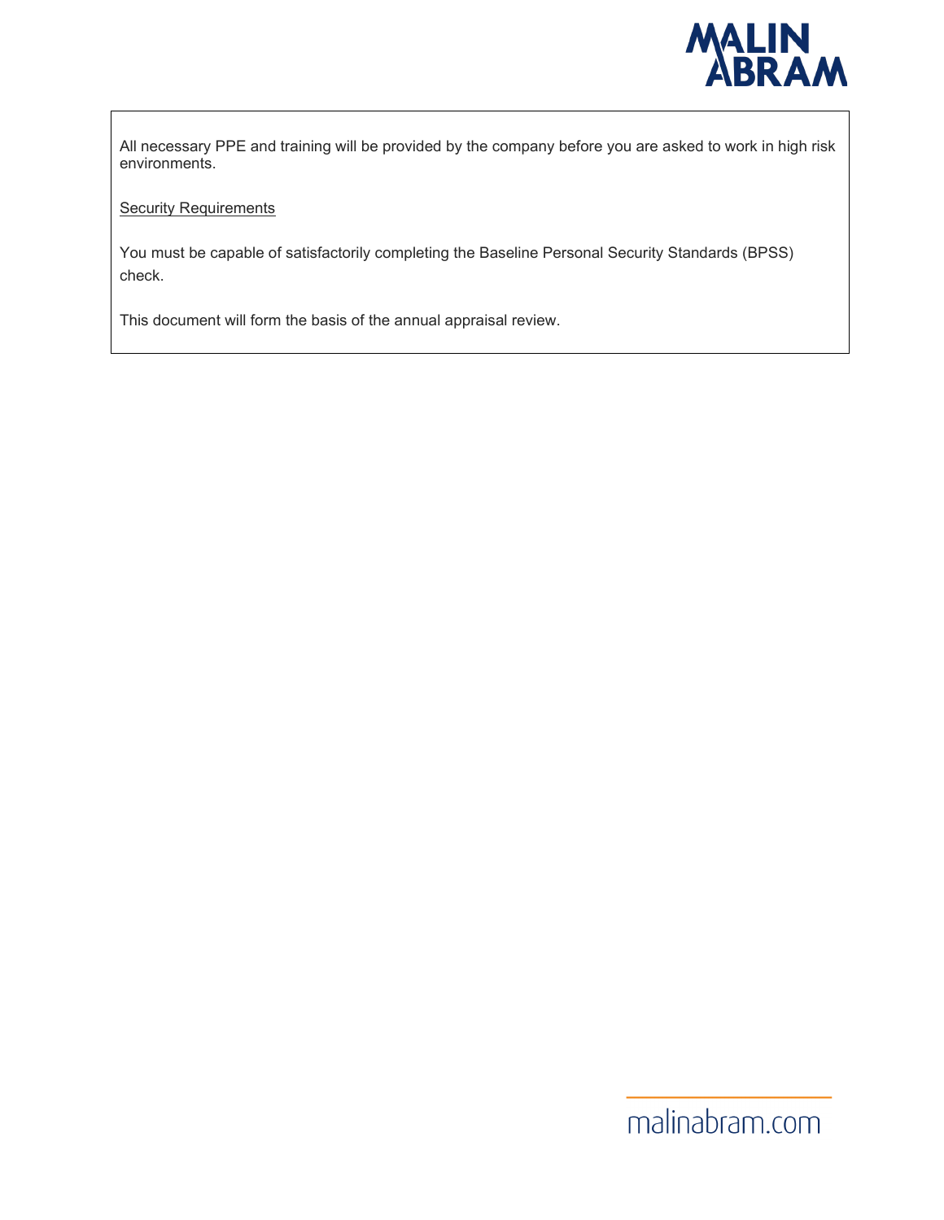All necessary PPE and training will be provided by the company before you are asked to work in high risk environments.

Security Requirements

You must be capable of satisfactorily completing the Baseline Personal Security Standards (BPSS) check.

This document will form the basis of the annual appraisal review.